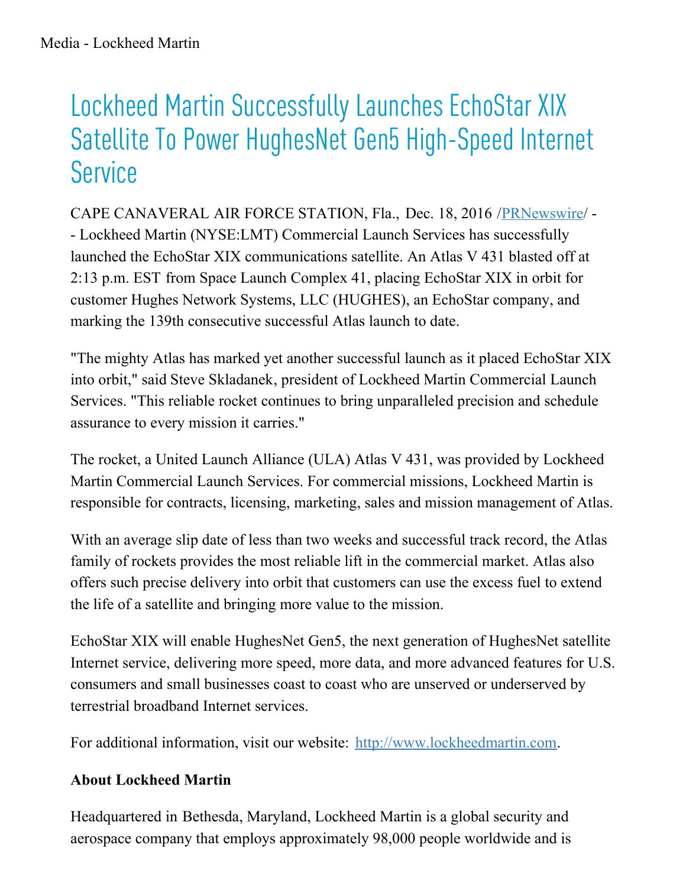Media - Lockheed Martin

# Lockheed Martin Successfully Launches EchoStar XIX Satellite To Power HughesNet Gen5 High-Speed Internet Service

CAPE CANAVERAL AIR FORCE STATION, Fla., Dec. 18, 2016 /[PRNewswire](http://www.prnewswire.com/)/ -- Lockheed Martin (NYSE:LMT) Commercial Launch Services has successfully launched the EchoStar XIX communications satellite. An Atlas V 431 blasted off at 2:13 p.m. EST from Space Launch Complex 41, placing EchoStar XIX in orbit for customer Hughes Network Systems, LLC (HUGHES), an EchoStar company, and marking the 139th consecutive successful Atlas launch to date.

"The mighty Atlas has marked yet another successful launch as it placed EchoStar XIX into orbit," said Steve Skladanek, president of Lockheed Martin Commercial Launch Services. "This reliable rocket continues to bring unparalleled precision and schedule assurance to every mission it carries."

The rocket, a United Launch Alliance (ULA) Atlas V 431, was provided by Lockheed Martin Commercial Launch Services. For commercial missions, Lockheed Martin is responsible for contracts, licensing, marketing, sales and mission management of Atlas.

With an average slip date of less than two weeks and successful track record, the Atlas family of rockets provides the most reliable lift in the commercial market. Atlas also offers such precise delivery into orbit that customers can use the excess fuel to extend the life of a satellite and bringing more value to the mission.

EchoStar XIX will enable HughesNet Gen5, the next generation of HughesNet satellite Internet service, delivering more speed, more data, and more advanced features for U.S. consumers and small businesses coast to coast who are unserved or underserved by terrestrial broadband Internet services.

For additional information, visit our website: [http://www.lockheedmartin.com](http://www.lockheedmartin.com).

**About Lockheed Martin**

Headquartered in Bethesda, Maryland, Lockheed Martin is a global security and aerospace company that employs approximately 98,000 people worldwide and is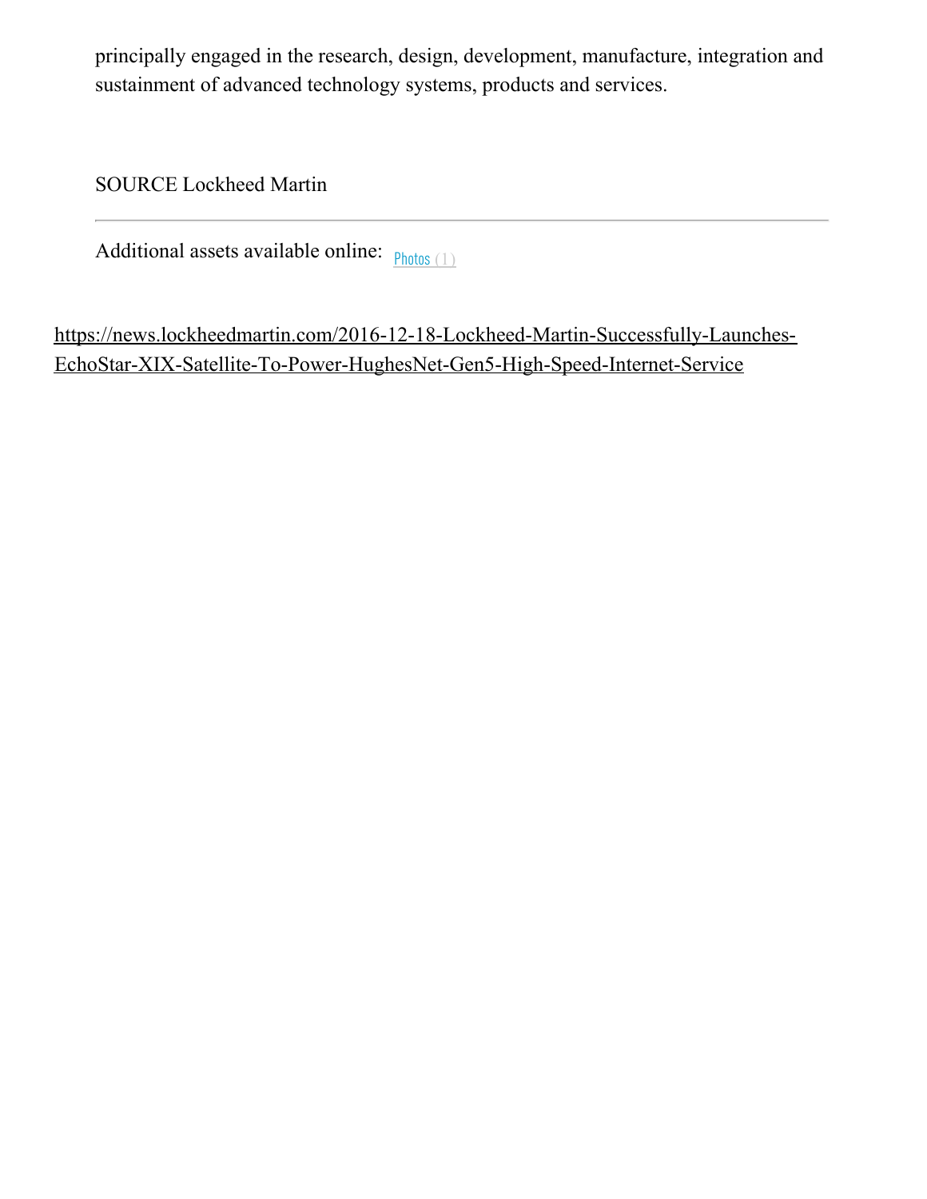principally engaged in the research, design, development, manufacture, integration and sustainment of advanced technology systems, products and services.

SOURCE Lockheed Martin

---

Additional assets available online: Photos (1)

https://news.lockheedmartin.com/2016-12-18-Lockheed-Martin-Successfully-Launches-EchoStar-XIX-Satellite-To-Power-HughesNet-Gen5-High-Speed-Internet-Service